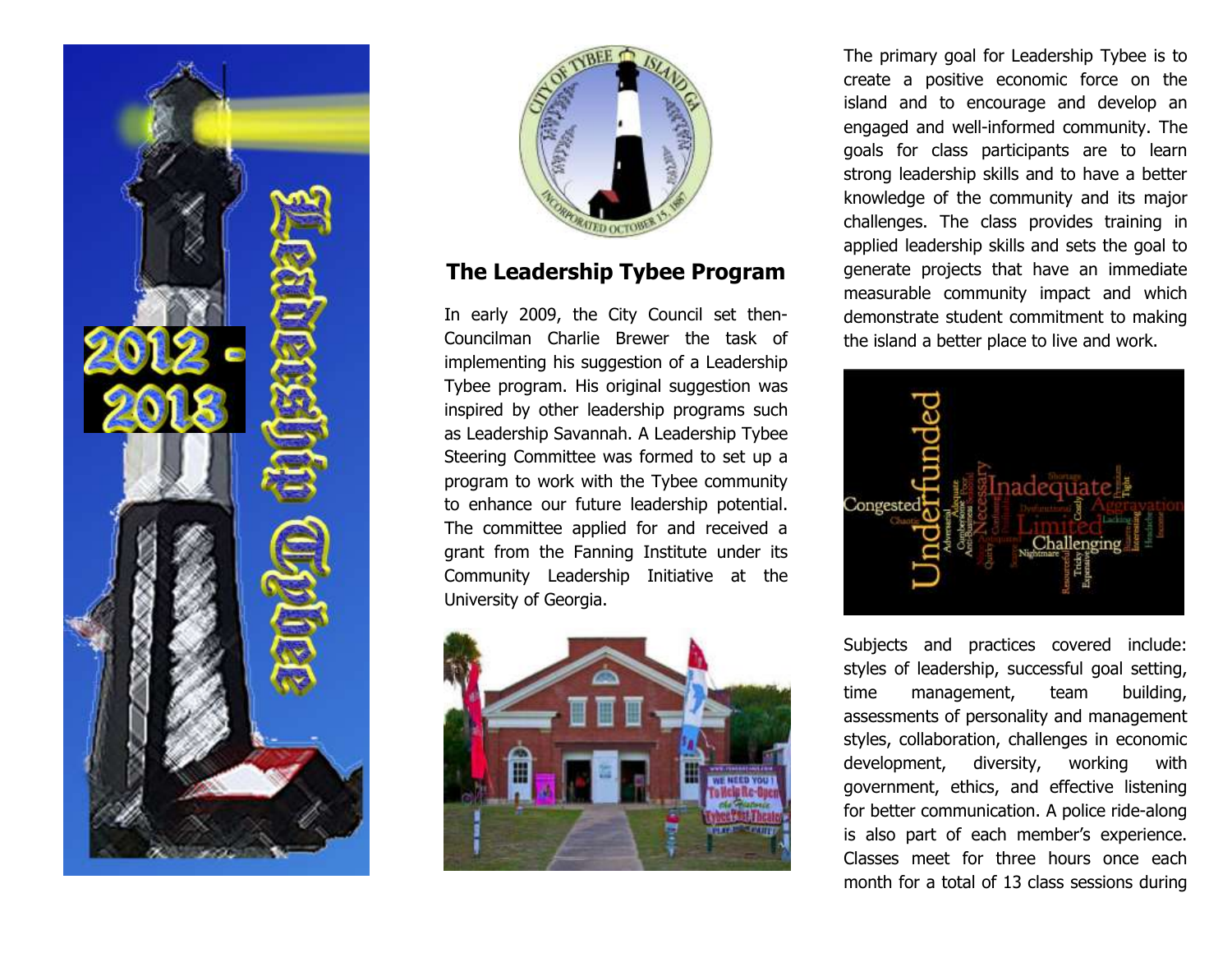Leadership Tybee

2012 - 2013

## The Leadership Tybee Program

In early 2009, the City Council set then-Councilman Charlie Brewer the task of implementing his suggestion of a Leadership Tybee program. His original suggestion was inspired by other leadership programs such as Leadership Savannah. A Leadership Tybee Steering Committee was formed to set up a program to work with the Tybee community to enhance our future leadership potential. The committee applied for and received a grant from the Fanning Institute under its Community Leadership Initiative at the University of Georgia.

The primary goal for Leadership Tybee is to create a positive economic force on the island and to encourage and develop an engaged and well-informed community. The goals for class participants are to learn strong leadership skills and to have a better knowledge of the community and its major challenges. The class provides training in applied leadership skills and sets the goal to generate projects that have an immediate measurable community impact and which demonstrate student commitment to making the island a better place to live and work.

Subjects and practices covered include: styles of leadership, successful goal setting, time management, team building, assessments of personality and management styles, collaboration, challenges in economic development, diversity, working with government, ethics, and effective listening for better communication. A police ride-along is also part of each member's experience. Classes meet for three hours once each month for a total of 13 class sessions during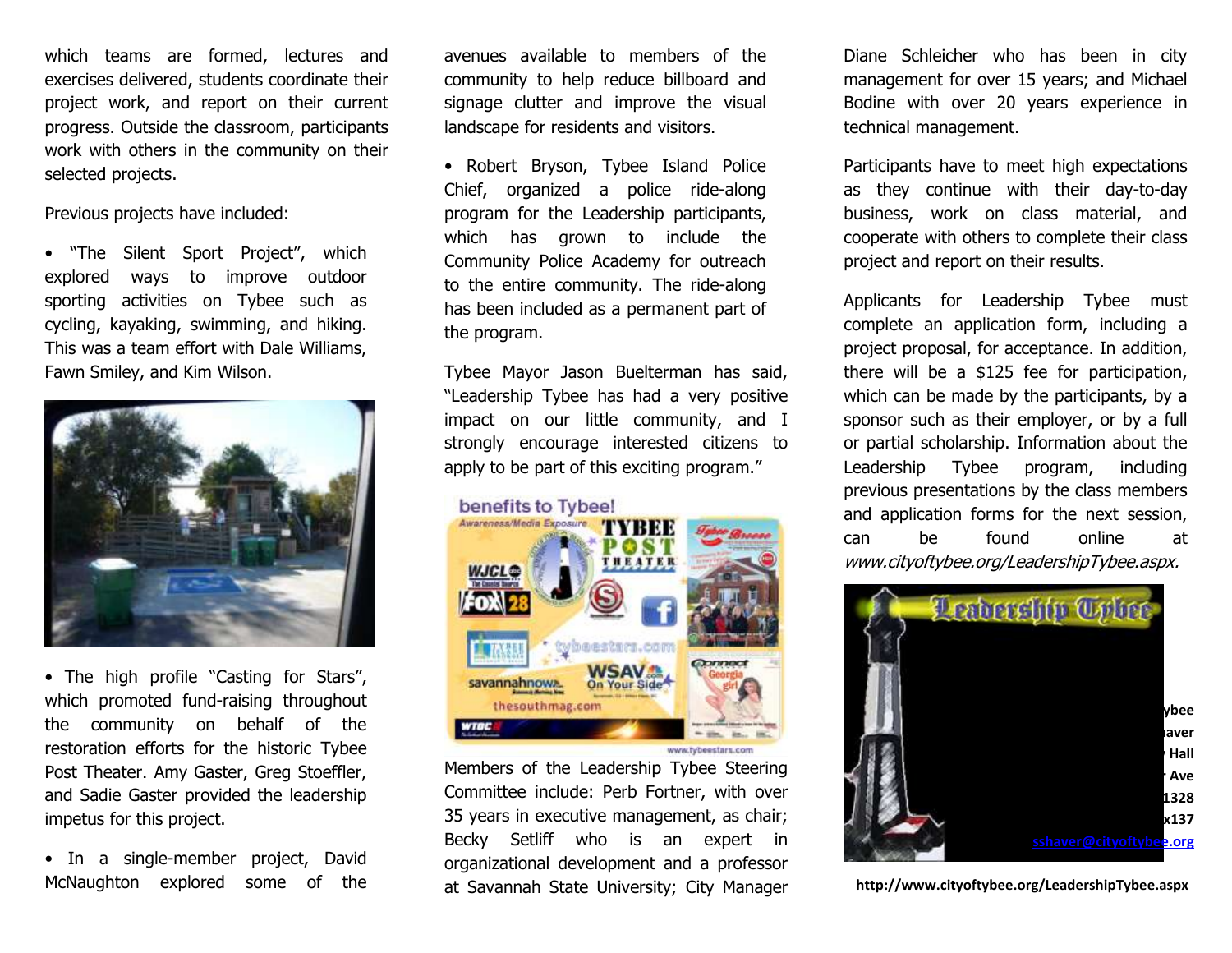which teams are formed, lectures and exercises delivered, students coordinate their project work, and report on their current progress. Outside the classroom, participants work with others in the community on their selected projects.

Previous projects have included:

- "The Silent Sport Project", which explored ways to improve outdoor sporting activities on Tybee such as cycling, kayaking, swimming, and hiking. This was a team effort with Dale Williams, Fawn Smiley, and Kim Wilson.

- The high profile "Casting for Stars", which promoted fund-raising throughout the community on behalf of the restoration efforts for the historic Tybee Post Theater. Amy Gaster, Greg Stoeffler, and Sadie Gaster provided the leadership impetus for this project.

- In a single-member project, David McNaughton explored some of the avenues available to members of the community to help reduce billboard and signage clutter and improve the visual landscape for residents and visitors.

- Robert Bryson, Tybee Island Police Chief, organized a police ride-along program for the Leadership participants, which has grown to include the Community Police Academy for outreach to the entire community. The ride-along has been included as a permanent part of the program.

Tybee Mayor Jason Buelterman has said, "Leadership Tybee has had a very positive impact on our little community, and I strongly encourage interested citizens to apply to be part of this exciting program."

benefits to Tybee!

Awareness/Media Exposure

www.tybeestars.com

Members of the Leadership Tybee Steering Committee include: Perb Fortner, with over 35 years in executive management, as chair; Becky Setliff who is an expert in organizational development and a professor at Savannah State University; City Manager Diane Schleicher who has been in city management for over 15 years; and Michael Bodine with over 20 years experience in technical management.

Participants have to meet high expectations as they continue with their day-to-day business, work on class material, and cooperate with others to complete their class project and report on their results.

Applicants for Leadership Tybee must complete an application form, including a project proposal, for acceptance. In addition, there will be a $125 fee for participation, which can be made by the participants, by a sponsor such as their employer, or by a full or partial scholarship. Information about the Leadership Tybee program, including previous presentations by the class members and application forms for the next session, can be found online at *www.cityoftybee.org/LeadershipTybee.aspx.*

Leadership Tybee

ybee
aver
Hall
Ave
1328
x137
sshaver@cityoftybee.org

**http://www.cityoftybee.org/LeadershipTybee.aspx**